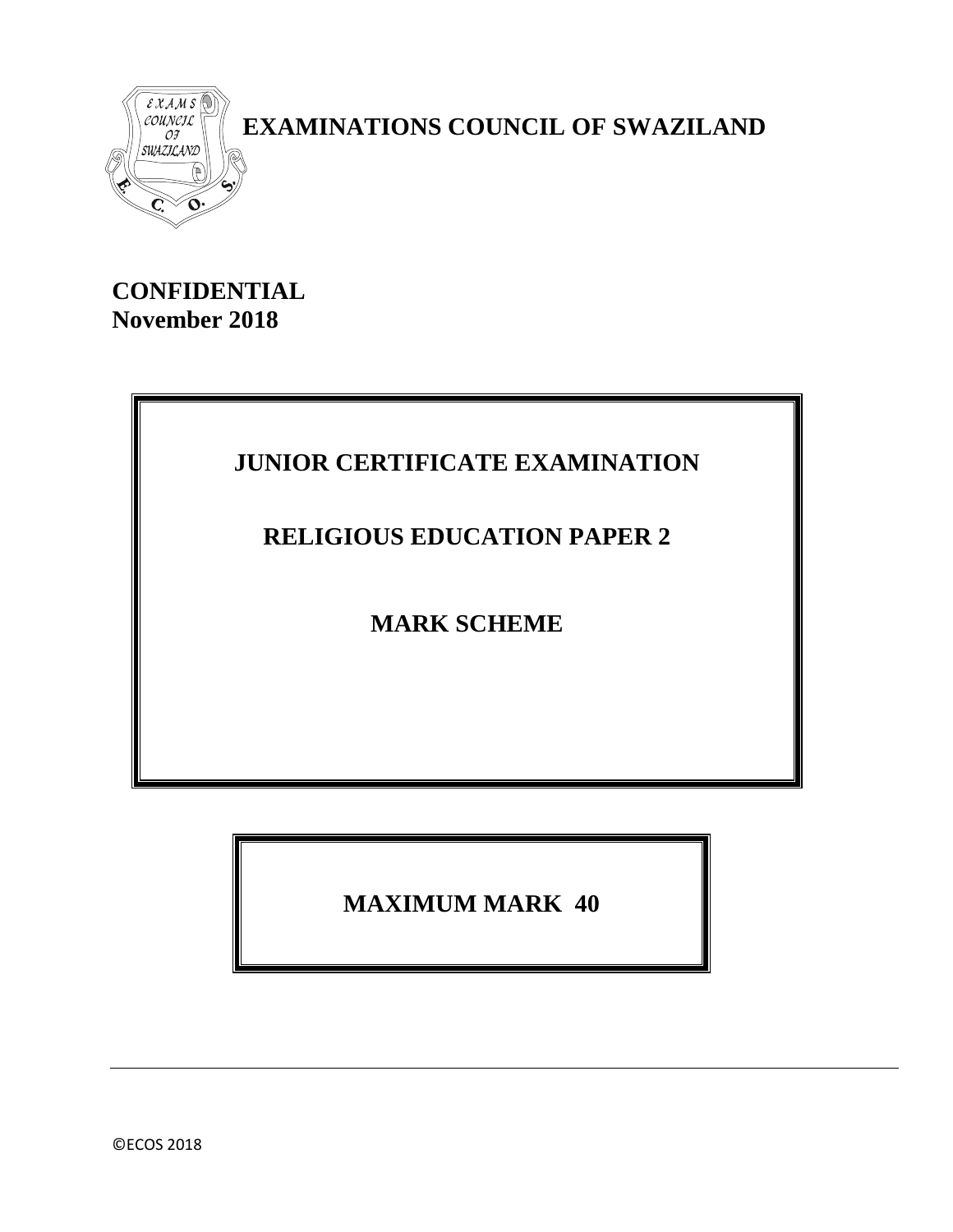# EXAMINATIONS COUNCIL OF SWAZILAND

**CONFIDENTIAL**
**November 2018**

## JUNIOR CERTIFICATE EXAMINATION

## RELIGIOUS EDUCATION PAPER 2

## MARK SCHEME

**MAXIMUM MARK 40**

©ECOS 2018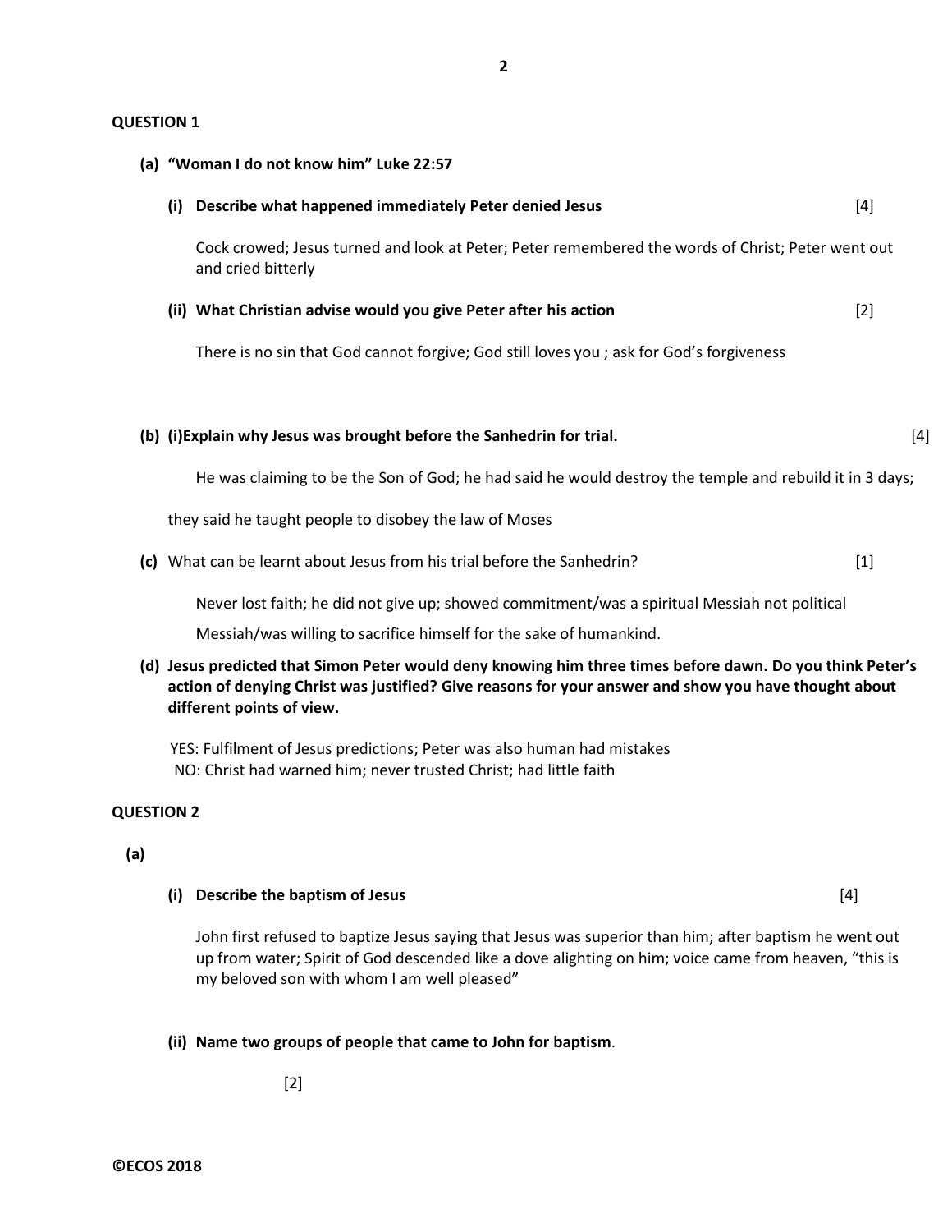## QUESTION 1

**(a) "Woman I do not know him" Luke 22:57**

**(i) Describe what happened immediately Peter denied Jesus** [4]

Cock crowed; Jesus turned and look at Peter; Peter remembered the words of Christ; Peter went out and cried bitterly

**(ii) What Christian advise would you give Peter after his action** [2]

There is no sin that God cannot forgive; God still loves you ; ask for God's forgiveness

**(b) (i)Explain why Jesus was brought before the Sanhedrin for trial.** [4]

He was claiming to be the Son of God; he had said he would destroy the temple and rebuild it in 3 days;

they said he taught people to disobey the law of Moses

**(c)** What can be learnt about Jesus from his trial before the Sanhedrin? [1]

Never lost faith; he did not give up; showed commitment/was a spiritual Messiah not political

Messiah/was willing to sacrifice himself for the sake of humankind.

**(d) Jesus predicted that Simon Peter would deny knowing him three times before dawn. Do you think Peter's action of denying Christ was justified? Give reasons for your answer and show you have thought about different points of view.**

YES: Fulfilment of Jesus predictions; Peter was also human had mistakes
NO: Christ had warned him; never trusted Christ; had little faith

## QUESTION 2

**(a)**

**(i) Describe the baptism of Jesus** [4]

John first refused to baptize Jesus saying that Jesus was superior than him; after baptism he went out up from water; Spirit of God descended like a dove alighting on him; voice came from heaven, "this is my beloved son with whom I am well pleased"

**(ii) Name two groups of people that came to John for baptism**.

[2]

©ECOS 2018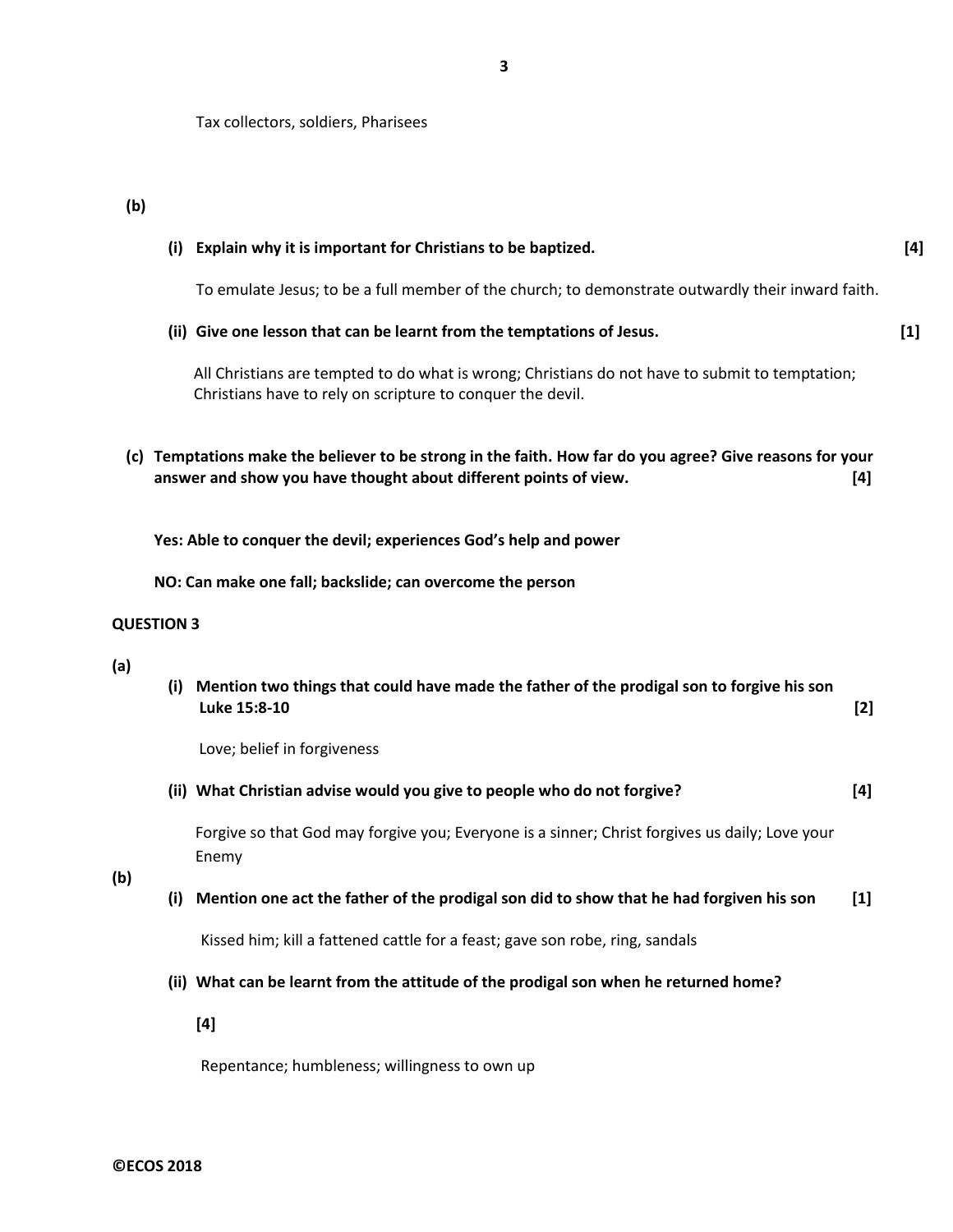Tax collectors, soldiers, Pharisees

**(b)**

**(i) Explain why it is important for Christians to be baptized. [4]**

To emulate Jesus; to be a full member of the church; to demonstrate outwardly their inward faith.

**(ii) Give one lesson that can be learnt from the temptations of Jesus. [1]**

All Christians are tempted to do what is wrong; Christians do not have to submit to temptation; Christians have to rely on scripture to conquer the devil.

**(c) Temptations make the believer to be strong in the faith. How far do you agree? Give reasons for your answer and show you have thought about different points of view. [4]**

**Yes: Able to conquer the devil; experiences God's help and power**

**NO: Can make one fall; backslide; can overcome the person**

## QUESTION 3

**(a)**

**(i) Mention two things that could have made the father of the prodigal son to forgive his son Luke 15:8-10 [2]**

Love; belief in forgiveness

**(ii) What Christian advise would you give to people who do not forgive? [4]**

Forgive so that God may forgive you; Everyone is a sinner; Christ forgives us daily; Love your Enemy

**(b)**

**(i) Mention one act the father of the prodigal son did to show that he had forgiven his son [1]**

Kissed him; kill a fattened cattle for a feast; gave son robe, ring, sandals

**(ii) What can be learnt from the attitude of the prodigal son when he returned home?**

**[4]**

Repentance; humbleness; willingness to own up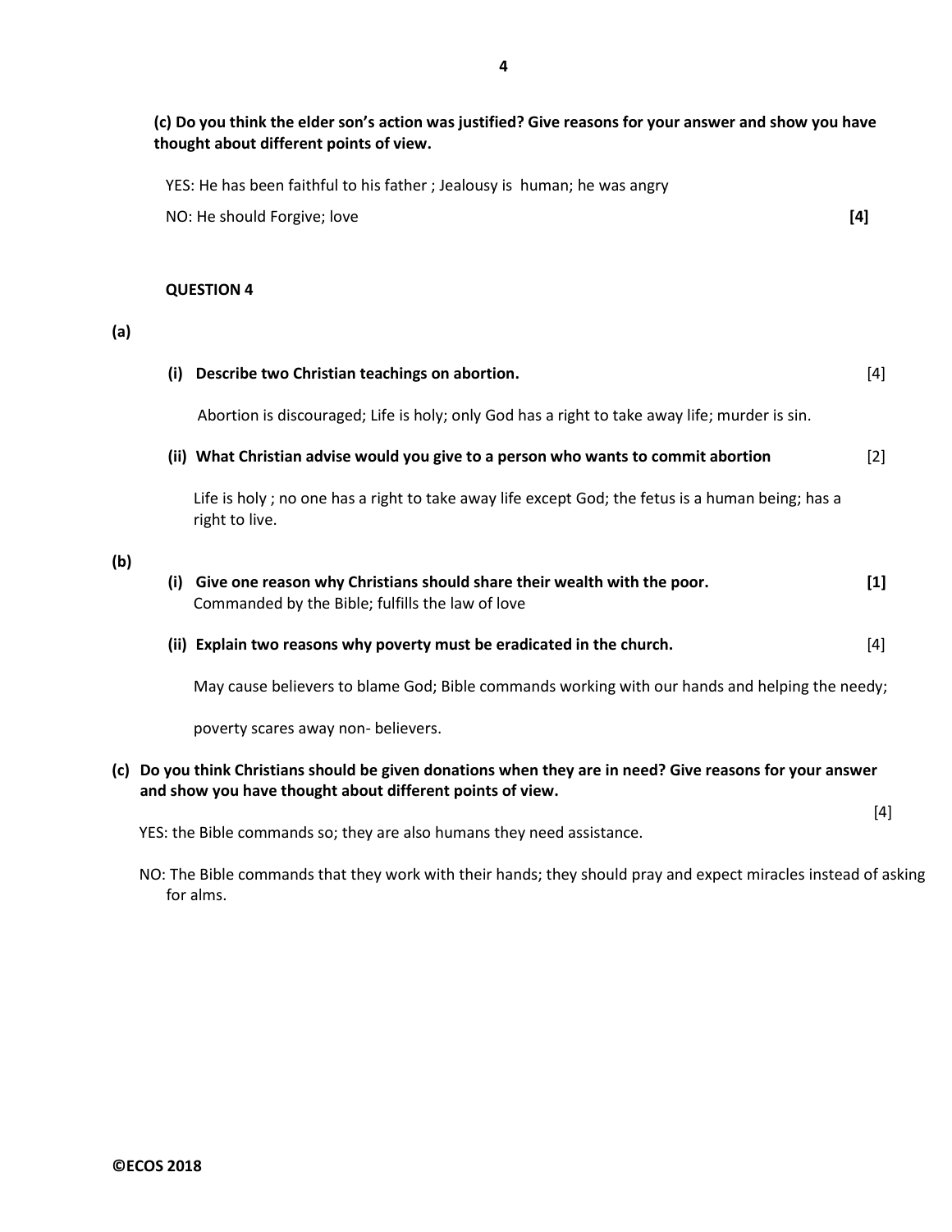**(c) Do you think the elder son's action was justified? Give reasons for your answer and show you have thought about different points of view.**

YES: He has been faithful to his father ; Jealousy is human; he was angry

NO: He should Forgive; love **[4]**

**QUESTION 4**

**(a)**

**(i) Describe two Christian teachings on abortion.** [4]

Abortion is discouraged; Life is holy; only God has a right to take away life; murder is sin.

**(ii) What Christian advise would you give to a person who wants to commit abortion** [2]

Life is holy ; no one has a right to take away life except God; the fetus is a human being; has a right to live.

**(b)**

**(i) Give one reason why Christians should share their wealth with the poor. [1]**

Commanded by the Bible; fulfills the law of love

**(ii) Explain two reasons why poverty must be eradicated in the church.** [4]

May cause believers to blame God; Bible commands working with our hands and helping the needy;

poverty scares away non- believers.

**(c) Do you think Christians should be given donations when they are in need? Give reasons for your answer and show you have thought about different points of view.** [4]

YES: the Bible commands so; they are also humans they need assistance.

NO: The Bible commands that they work with their hands; they should pray and expect miracles instead of asking for alms.

©ECOS 2018